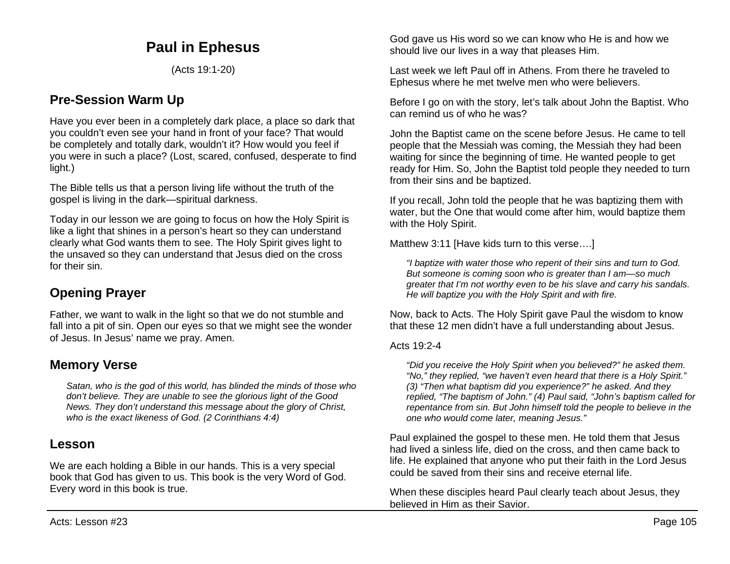# Paul in Ephesus

(Acts 19:1-20)

## Pre-Session Warm Up

Have you ever been in a completely dark place, a place so dark that you couldn't even see your hand in front of your face? That would be completely and totally dark, wouldn't it? How would you feel if you were in such a place? (Lost, scared, confused, desperate to find light.)

The Bible tells us that a person living life without the truth of the gospel is living in the dark—spiritual darkness.

Today in our lesson we are going to focus on how the Holy Spirit is like a light that shines in a person's heart so they can understand clearly what God wants them to see. The Holy Spirit gives light to the unsaved so they can understand that Jesus died on the cross for their sin.

## Opening Prayer

Father, we want to walk in the light so that we do not stumble and fall into a pit of sin. Open our eyes so that we might see the wonder of Jesus. In Jesus' name we pray. Amen.

## Memory Verse

> *Satan, who is the god of this world, has blinded the minds of those who don't believe. They are unable to see the glorious light of the Good News. They don't understand this message about the glory of Christ, who is the exact likeness of God. (2 Corinthians 4:4)*

## Lesson

We are each holding a Bible in our hands. This is a very special book that God has given to us. This book is the very Word of God. Every word in this book is true.

God gave us His word so we can know who He is and how we should live our lives in a way that pleases Him.

Last week we left Paul off in Athens. From there he traveled to Ephesus where he met twelve men who were believers.

Before I go on with the story, let's talk about John the Baptist. Who can remind us of who he was?

John the Baptist came on the scene before Jesus. He came to tell people that the Messiah was coming, the Messiah they had been waiting for since the beginning of time. He wanted people to get ready for Him. So, John the Baptist told people they needed to turn from their sins and be baptized.

If you recall, John told the people that he was baptizing them with water, but the One that would come after him, would baptize them with the Holy Spirit.

Matthew 3:11 [Have kids turn to this verse….]

> *"I baptize with water those who repent of their sins and turn to God. But someone is coming soon who is greater than I am—so much greater that I'm not worthy even to be his slave and carry his sandals. He will baptize you with the Holy Spirit and with fire.*

Now, back to Acts. The Holy Spirit gave Paul the wisdom to know that these 12 men didn't have a full understanding about Jesus.

Acts 19:2-4

> *"Did you receive the Holy Spirit when you believed?" he asked them. "No," they replied, "we haven't even heard that there is a Holy Spirit." (3) "Then what baptism did you experience?" he asked. And they replied, "The baptism of John." (4) Paul said, "John's baptism called for repentance from sin. But John himself told the people to believe in the one who would come later, meaning Jesus."*

Paul explained the gospel to these men. He told them that Jesus had lived a sinless life, died on the cross, and then came back to life. He explained that anyone who put their faith in the Lord Jesus could be saved from their sins and receive eternal life.

When these disciples heard Paul clearly teach about Jesus, they believed in Him as their Savior.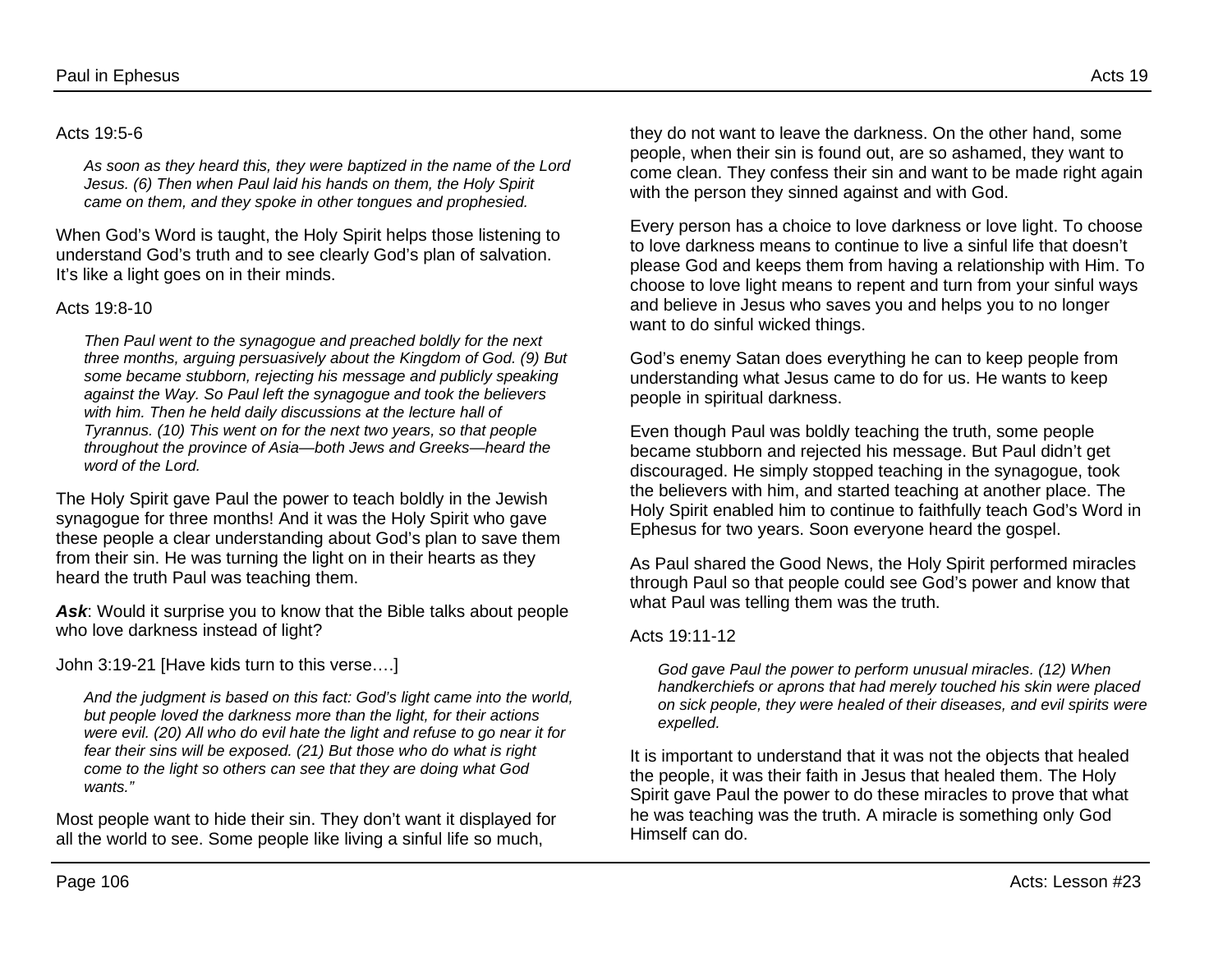Acts 19:5-6

> *As soon as they heard this, they were baptized in the name of the Lord Jesus. (6) Then when Paul laid his hands on them, the Holy Spirit came on them, and they spoke in other tongues and prophesied.*

When God's Word is taught, the Holy Spirit helps those listening to understand God's truth and to see clearly God's plan of salvation. It's like a light goes on in their minds.

Acts 19:8-10

> *Then Paul went to the synagogue and preached boldly for the next three months, arguing persuasively about the Kingdom of God. (9) But some became stubborn, rejecting his message and publicly speaking against the Way. So Paul left the synagogue and took the believers with him. Then he held daily discussions at the lecture hall of Tyrannus. (10) This went on for the next two years, so that people throughout the province of Asia—both Jews and Greeks—heard the word of the Lord.*

The Holy Spirit gave Paul the power to teach boldly in the Jewish synagogue for three months! And it was the Holy Spirit who gave these people a clear understanding about God's plan to save them from their sin. He was turning the light on in their hearts as they heard the truth Paul was teaching them.

***Ask***: Would it surprise you to know that the Bible talks about people who love darkness instead of light?

John 3:19-21 [Have kids turn to this verse….]

> *And the judgment is based on this fact: God's light came into the world, but people loved the darkness more than the light, for their actions were evil. (20) All who do evil hate the light and refuse to go near it for fear their sins will be exposed. (21) But those who do what is right come to the light so others can see that they are doing what God wants."*

Most people want to hide their sin. They don't want it displayed for all the world to see. Some people like living a sinful life so much, they do not want to leave the darkness. On the other hand, some people, when their sin is found out, are so ashamed, they want to come clean. They confess their sin and want to be made right again with the person they sinned against and with God.

Every person has a choice to love darkness or love light. To choose to love darkness means to continue to live a sinful life that doesn't please God and keeps them from having a relationship with Him. To choose to love light means to repent and turn from your sinful ways and believe in Jesus who saves you and helps you to no longer want to do sinful wicked things.

God's enemy Satan does everything he can to keep people from understanding what Jesus came to do for us. He wants to keep people in spiritual darkness.

Even though Paul was boldly teaching the truth, some people became stubborn and rejected his message. But Paul didn't get discouraged. He simply stopped teaching in the synagogue, took the believers with him, and started teaching at another place. The Holy Spirit enabled him to continue to faithfully teach God's Word in Ephesus for two years. Soon everyone heard the gospel.

As Paul shared the Good News, the Holy Spirit performed miracles through Paul so that people could see God's power and know that what Paul was telling them was the truth.

Acts 19:11-12

> *God gave Paul the power to perform unusual miracles. (12) When handkerchiefs or aprons that had merely touched his skin were placed on sick people, they were healed of their diseases, and evil spirits were expelled.*

It is important to understand that it was not the objects that healed the people, it was their faith in Jesus that healed them. The Holy Spirit gave Paul the power to do these miracles to prove that what he was teaching was the truth. A miracle is something only God Himself can do.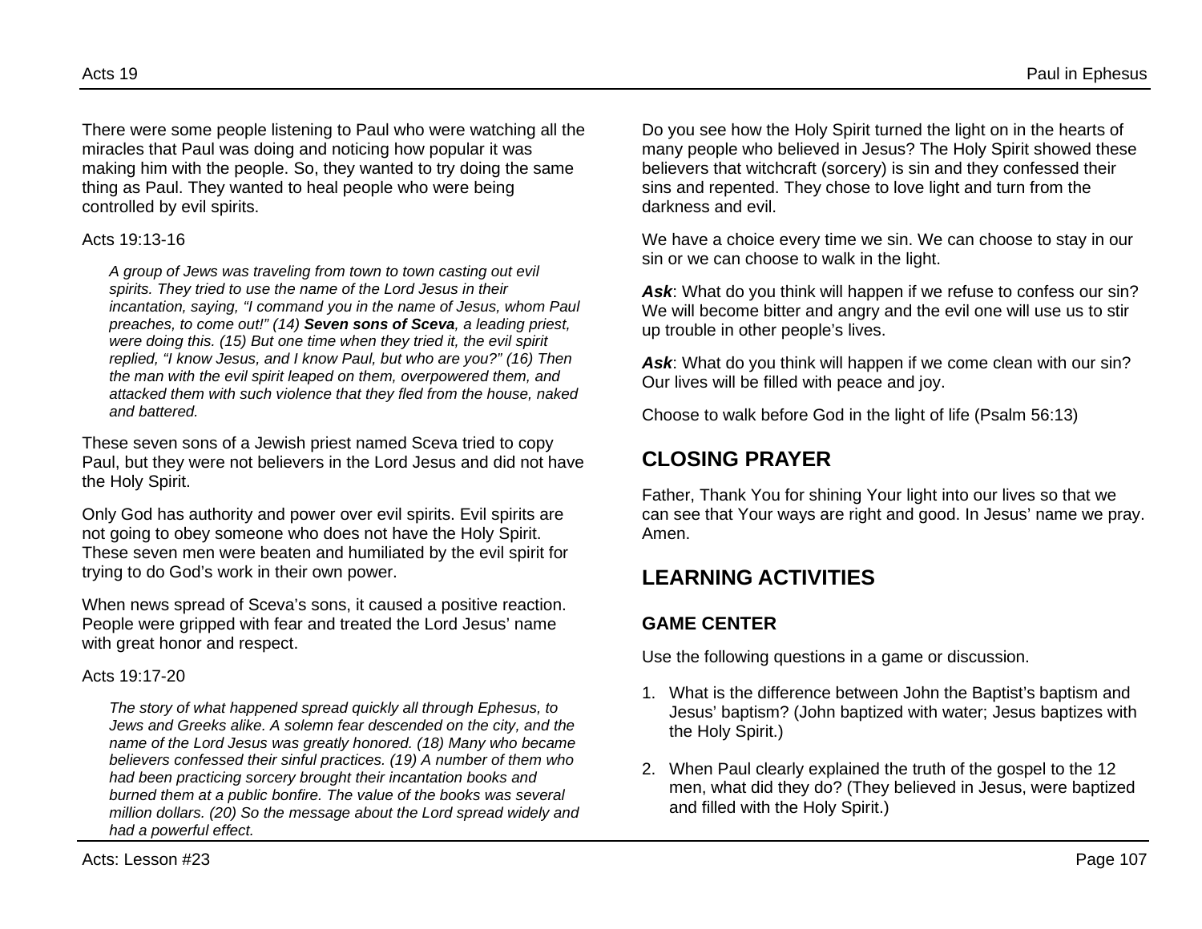There were some people listening to Paul who were watching all the miracles that Paul was doing and noticing how popular it was making him with the people. So, they wanted to try doing the same thing as Paul. They wanted to heal people who were being controlled by evil spirits.

Acts 19:13-16

> *A group of Jews was traveling from town to town casting out evil spirits. They tried to use the name of the Lord Jesus in their incantation, saying, "I command you in the name of Jesus, whom Paul preaches, to come out!" (14)* ***Seven sons of Sceva****, a leading priest, were doing this. (15) But one time when they tried it, the evil spirit replied, "I know Jesus, and I know Paul, but who are you?" (16) Then the man with the evil spirit leaped on them, overpowered them, and attacked them with such violence that they fled from the house, naked and battered.*

These seven sons of a Jewish priest named Sceva tried to copy Paul, but they were not believers in the Lord Jesus and did not have the Holy Spirit.

Only God has authority and power over evil spirits. Evil spirits are not going to obey someone who does not have the Holy Spirit. These seven men were beaten and humiliated by the evil spirit for trying to do God's work in their own power.

When news spread of Sceva's sons, it caused a positive reaction. People were gripped with fear and treated the Lord Jesus' name with great honor and respect.

Acts 19:17-20

> *The story of what happened spread quickly all through Ephesus, to Jews and Greeks alike. A solemn fear descended on the city, and the name of the Lord Jesus was greatly honored. (18) Many who became believers confessed their sinful practices. (19) A number of them who had been practicing sorcery brought their incantation books and burned them at a public bonfire. The value of the books was several million dollars. (20) So the message about the Lord spread widely and had a powerful effect.*

Do you see how the Holy Spirit turned the light on in the hearts of many people who believed in Jesus? The Holy Spirit showed these believers that witchcraft (sorcery) is sin and they confessed their sins and repented. They chose to love light and turn from the darkness and evil.

We have a choice every time we sin. We can choose to stay in our sin or we can choose to walk in the light.

***Ask***: What do you think will happen if we refuse to confess our sin? We will become bitter and angry and the evil one will use us to stir up trouble in other people's lives.

***Ask***: What do you think will happen if we come clean with our sin? Our lives will be filled with peace and joy.

Choose to walk before God in the light of life (Psalm 56:13)

## CLOSING PRAYER

Father, Thank You for shining Your light into our lives so that we can see that Your ways are right and good. In Jesus' name we pray. Amen.

## LEARNING ACTIVITIES

### GAME CENTER

Use the following questions in a game or discussion.

1. What is the difference between John the Baptist's baptism and Jesus' baptism? (John baptized with water; Jesus baptizes with the Holy Spirit.)
2. When Paul clearly explained the truth of the gospel to the 12 men, what did they do? (They believed in Jesus, were baptized and filled with the Holy Spirit.)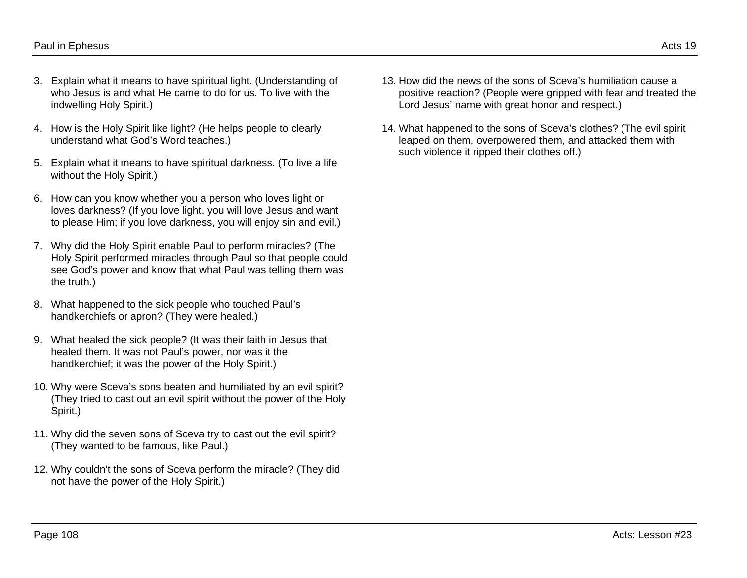3. Explain what it means to have spiritual light. (Understanding of who Jesus is and what He came to do for us. To live with the indwelling Holy Spirit.)

4. How is the Holy Spirit like light? (He helps people to clearly understand what God's Word teaches.)

5. Explain what it means to have spiritual darkness. (To live a life without the Holy Spirit.)

6. How can you know whether you a person who loves light or loves darkness? (If you love light, you will love Jesus and want to please Him; if you love darkness, you will enjoy sin and evil.)

7. Why did the Holy Spirit enable Paul to perform miracles? (The Holy Spirit performed miracles through Paul so that people could see God's power and know that what Paul was telling them was the truth.)

8. What happened to the sick people who touched Paul's handkerchiefs or apron? (They were healed.)

9. What healed the sick people? (It was their faith in Jesus that healed them. It was not Paul's power, nor was it the handkerchief; it was the power of the Holy Spirit.)

10. Why were Sceva's sons beaten and humiliated by an evil spirit? (They tried to cast out an evil spirit without the power of the Holy Spirit.)

11. Why did the seven sons of Sceva try to cast out the evil spirit? (They wanted to be famous, like Paul.)

12. Why couldn't the sons of Sceva perform the miracle? (They did not have the power of the Holy Spirit.)

13. How did the news of the sons of Sceva's humiliation cause a positive reaction? (People were gripped with fear and treated the Lord Jesus' name with great honor and respect.)

14. What happened to the sons of Sceva's clothes? (The evil spirit leaped on them, overpowered them, and attacked them with such violence it ripped their clothes off.)